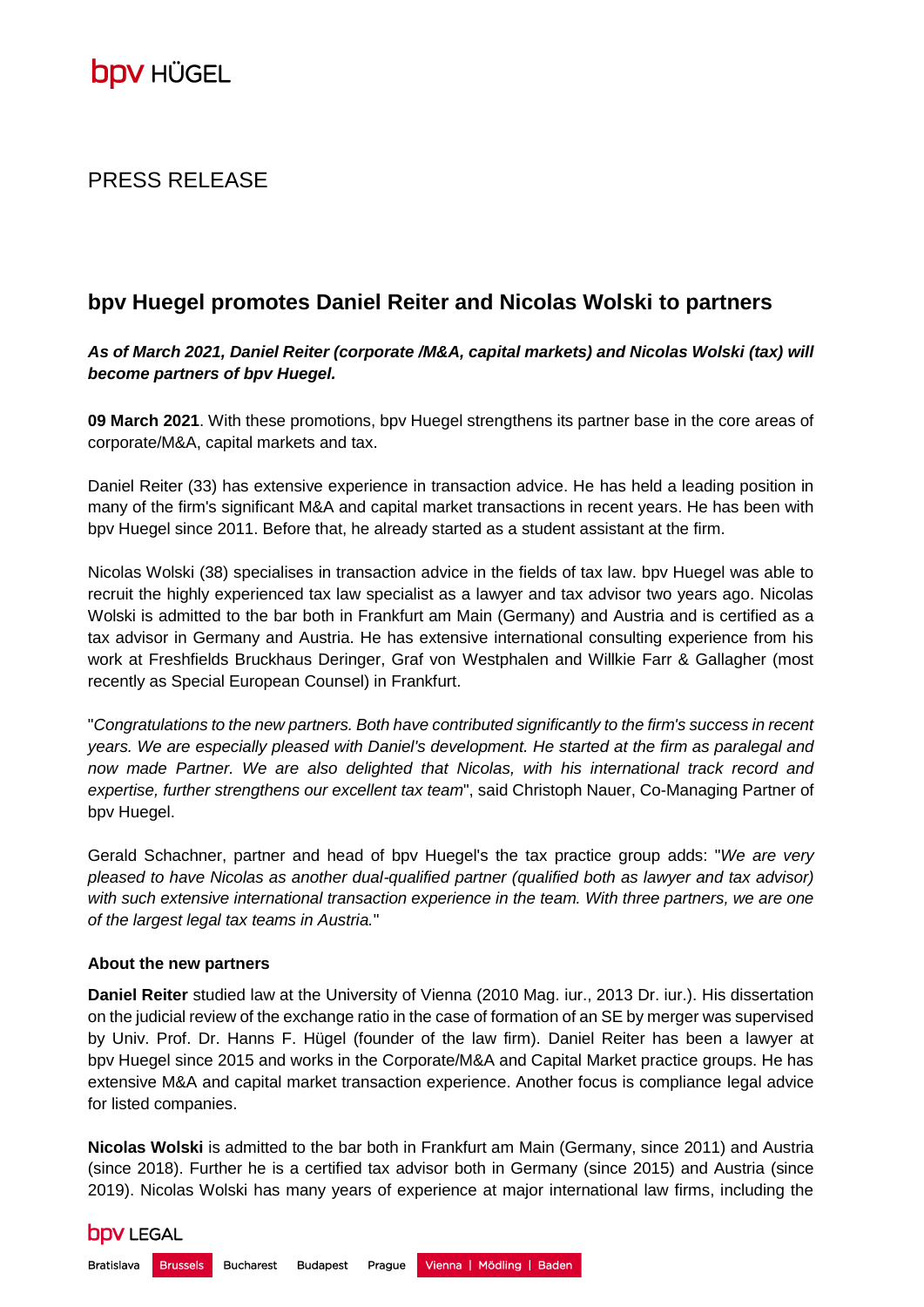bpv HÜGEL

PRESS RELEASE

# bpv Huegel promotes Daniel Reiter and Nicolas Wolski to partners

***As of March 2021, Daniel Reiter (corporate /M&A, capital markets) and Nicolas Wolski (tax) will become partners of bpv Huegel.***

**09 March 2021**. With these promotions, bpv Huegel strengthens its partner base in the core areas of corporate/M&A, capital markets and tax.

Daniel Reiter (33) has extensive experience in transaction advice. He has held a leading position in many of the firm's significant M&A and capital market transactions in recent years. He has been with bpv Huegel since 2011. Before that, he already started as a student assistant at the firm.

Nicolas Wolski (38) specialises in transaction advice in the fields of tax law. bpv Huegel was able to recruit the highly experienced tax law specialist as a lawyer and tax advisor two years ago. Nicolas Wolski is admitted to the bar both in Frankfurt am Main (Germany) and Austria and is certified as a tax advisor in Germany and Austria. He has extensive international consulting experience from his work at Freshfields Bruckhaus Deringer, Graf von Westphalen and Willkie Farr & Gallagher (most recently as Special European Counsel) in Frankfurt.

"*Congratulations to the new partners. Both have contributed significantly to the firm's success in recent years. We are especially pleased with Daniel's development. He started at the firm as paralegal and now made Partner. We are also delighted that Nicolas, with his international track record and expertise, further strengthens our excellent tax team*", said Christoph Nauer, Co-Managing Partner of bpv Huegel.

Gerald Schachner, partner and head of bpv Huegel's the tax practice group adds: "*We are very pleased to have Nicolas as another dual-qualified partner (qualified both as lawyer and tax advisor) with such extensive international transaction experience in the team. With three partners, we are one of the largest legal tax teams in Austria.*"

**About the new partners**

**Daniel Reiter** studied law at the University of Vienna (2010 Mag. iur., 2013 Dr. iur.). His dissertation on the judicial review of the exchange ratio in the case of formation of an SE by merger was supervised by Univ. Prof. Dr. Hanns F. Hügel (founder of the law firm). Daniel Reiter has been a lawyer at bpv Huegel since 2015 and works in the Corporate/M&A and Capital Market practice groups. He has extensive M&A and capital market transaction experience. Another focus is compliance legal advice for listed companies.

**Nicolas Wolski** is admitted to the bar both in Frankfurt am Main (Germany, since 2011) and Austria (since 2018). Further he is a certified tax advisor both in Germany (since 2015) and Austria (since 2019). Nicolas Wolski has many years of experience at major international law firms, including the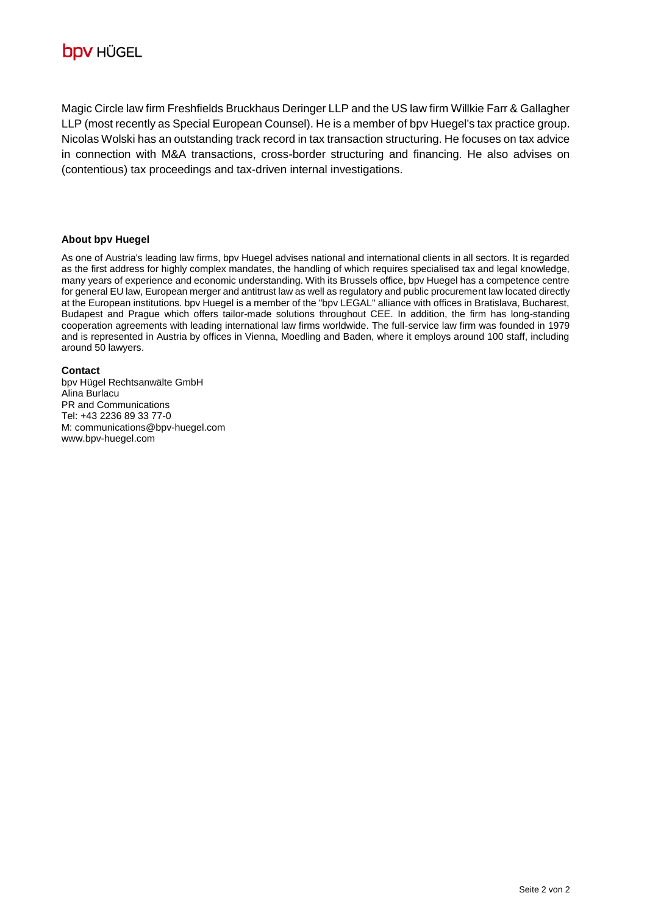Magic Circle law firm Freshfields Bruckhaus Deringer LLP and the US law firm Willkie Farr & Gallagher LLP (most recently as Special European Counsel). He is a member of bpv Huegel's tax practice group. Nicolas Wolski has an outstanding track record in tax transaction structuring. He focuses on tax advice in connection with M&A transactions, cross-border structuring and financing. He also advises on (contentious) tax proceedings and tax-driven internal investigations.

**About bpv Huegel**

As one of Austria's leading law firms, bpv Huegel advises national and international clients in all sectors. It is regarded as the first address for highly complex mandates, the handling of which requires specialised tax and legal knowledge, many years of experience and economic understanding. With its Brussels office, bpv Huegel has a competence centre for general EU law, European merger and antitrust law as well as regulatory and public procurement law located directly at the European institutions. bpv Huegel is a member of the "bpv LEGAL" alliance with offices in Bratislava, Bucharest, Budapest and Prague which offers tailor-made solutions throughout CEE. In addition, the firm has long-standing cooperation agreements with leading international law firms worldwide. The full-service law firm was founded in 1979 and is represented in Austria by offices in Vienna, Moedling and Baden, where it employs around 100 staff, including around 50 lawyers.

**Contact**
bpv Hügel Rechtsanwälte GmbH
Alina Burlacu
PR and Communications
Tel: +43 2236 89 33 77-0
M: communications@bpv-huegel.com
www.bpv-huegel.com